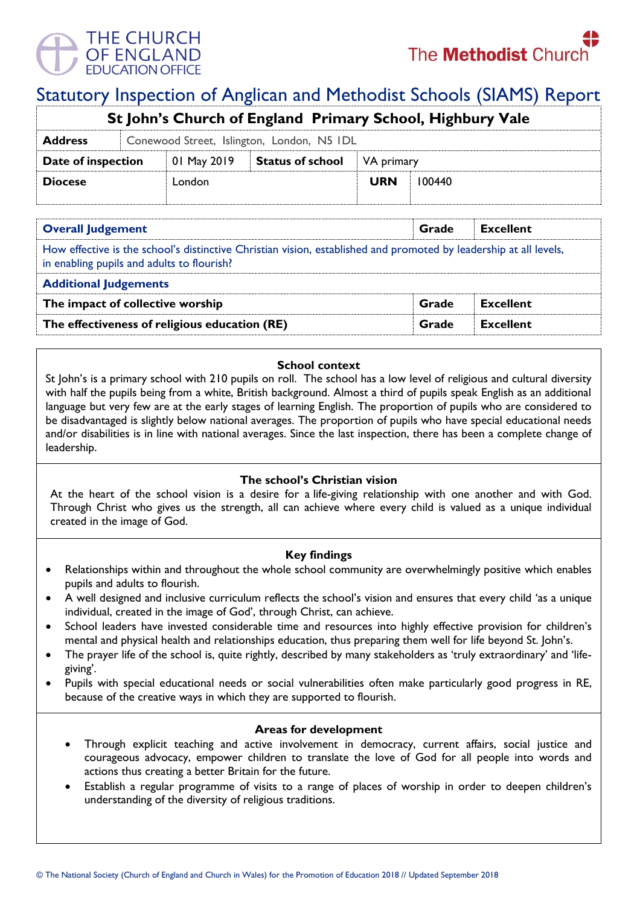THE CHURCH OF ENGLAND EDUCATION OFFICE

The Methodist Church

# Statutory Inspection of Anglican and Methodist Schools (SIAMS) Report

| St John's Church of England Primary School, Highbury Vale | | | |
|---|---|---|---|
| **Address** | Conewood Street, Islington, London, N5 1DL | | |
| **Date of inspection** | 01 May 2019 | **Status of school** | VA primary |
| **Diocese** | London | **URN** | 100440 |

| **Overall Judgement** | **Grade** | **Excellent** |
|---|---|---|
| How effective is the school's distinctive Christian vision, established and promoted by leadership at all levels, in enabling pupils and adults to flourish? | | |
| **Additional Judgements** | | |
| **The impact of collective worship** | **Grade** | **Excellent** |
| **The effectiveness of religious education (RE)** | **Grade** | **Excellent** |

### School context

St John's is a primary school with 210 pupils on roll. The school has a low level of religious and cultural diversity with half the pupils being from a white, British background. Almost a third of pupils speak English as an additional language but very few are at the early stages of learning English. The proportion of pupils who are considered to be disadvantaged is slightly below national averages. The proportion of pupils who have special educational needs and/or disabilities is in line with national averages. Since the last inspection, there has been a complete change of leadership.

### The school's Christian vision

At the heart of the school vision is a desire for a life-giving relationship with one another and with God. Through Christ who gives us the strength, all can achieve where every child is valued as a unique individual created in the image of God.

### Key findings

- Relationships within and throughout the whole school community are overwhelmingly positive which enables pupils and adults to flourish.
- A well designed and inclusive curriculum reflects the school's vision and ensures that every child 'as a unique individual, created in the image of God', through Christ, can achieve.
- School leaders have invested considerable time and resources into highly effective provision for children's mental and physical health and relationships education, thus preparing them well for life beyond St. John's.
- The prayer life of the school is, quite rightly, described by many stakeholders as 'truly extraordinary' and 'life-giving'.
- Pupils with special educational needs or social vulnerabilities often make particularly good progress in RE, because of the creative ways in which they are supported to flourish.

### Areas for development

- Through explicit teaching and active involvement in democracy, current affairs, social justice and courageous advocacy, empower children to translate the love of God for all people into words and actions thus creating a better Britain for the future.
- Establish a regular programme of visits to a range of places of worship in order to deepen children's understanding of the diversity of religious traditions.

© The National Society (Church of England and Church in Wales) for the Promotion of Education 2018 // Updated September 2018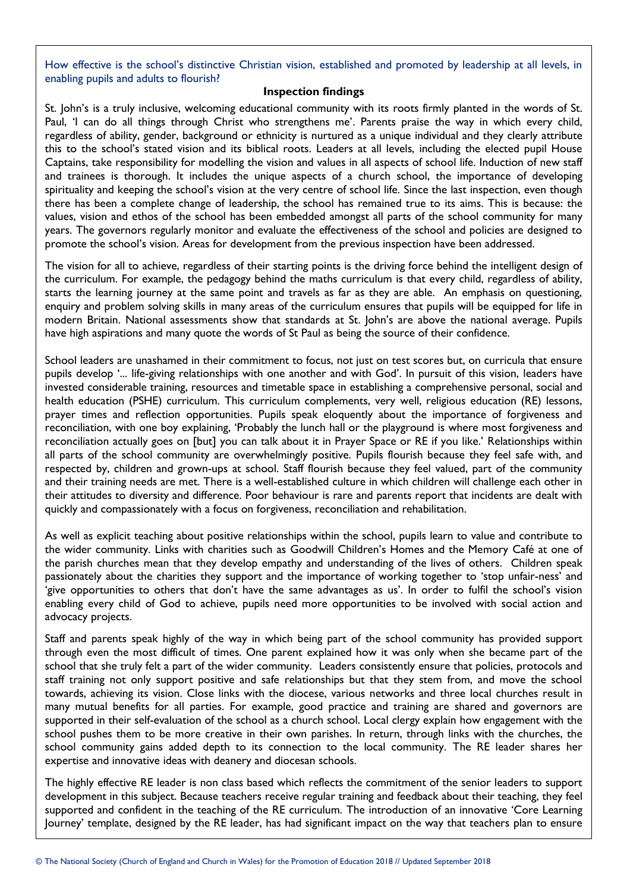How effective is the school's distinctive Christian vision, established and promoted by leadership at all levels, in enabling pupils and adults to flourish?

**Inspection findings**

St. John's is a truly inclusive, welcoming educational community with its roots firmly planted in the words of St. Paul, 'I can do all things through Christ who strengthens me'. Parents praise the way in which every child, regardless of ability, gender, background or ethnicity is nurtured as a unique individual and they clearly attribute this to the school's stated vision and its biblical roots. Leaders at all levels, including the elected pupil House Captains, take responsibility for modelling the vision and values in all aspects of school life. Induction of new staff and trainees is thorough. It includes the unique aspects of a church school, the importance of developing spirituality and keeping the school's vision at the very centre of school life. Since the last inspection, even though there has been a complete change of leadership, the school has remained true to its aims. This is because: the values, vision and ethos of the school has been embedded amongst all parts of the school community for many years. The governors regularly monitor and evaluate the effectiveness of the school and policies are designed to promote the school's vision. Areas for development from the previous inspection have been addressed.

The vision for all to achieve, regardless of their starting points is the driving force behind the intelligent design of the curriculum. For example, the pedagogy behind the maths curriculum is that every child, regardless of ability, starts the learning journey at the same point and travels as far as they are able. An emphasis on questioning, enquiry and problem solving skills in many areas of the curriculum ensures that pupils will be equipped for life in modern Britain. National assessments show that standards at St. John's are above the national average. Pupils have high aspirations and many quote the words of St Paul as being the source of their confidence.

School leaders are unashamed in their commitment to focus, not just on test scores but, on curricula that ensure pupils develop '... life-giving relationships with one another and with God'. In pursuit of this vision, leaders have invested considerable training, resources and timetable space in establishing a comprehensive personal, social and health education (PSHE) curriculum. This curriculum complements, very well, religious education (RE) lessons, prayer times and reflection opportunities. Pupils speak eloquently about the importance of forgiveness and reconciliation, with one boy explaining, 'Probably the lunch hall or the playground is where most forgiveness and reconciliation actually goes on [but] you can talk about it in Prayer Space or RE if you like.' Relationships within all parts of the school community are overwhelmingly positive. Pupils flourish because they feel safe with, and respected by, children and grown-ups at school. Staff flourish because they feel valued, part of the community and their training needs are met. There is a well-established culture in which children will challenge each other in their attitudes to diversity and difference. Poor behaviour is rare and parents report that incidents are dealt with quickly and compassionately with a focus on forgiveness, reconciliation and rehabilitation.

As well as explicit teaching about positive relationships within the school, pupils learn to value and contribute to the wider community. Links with charities such as Goodwill Children's Homes and the Memory Café at one of the parish churches mean that they develop empathy and understanding of the lives of others. Children speak passionately about the charities they support and the importance of working together to 'stop unfair-ness' and 'give opportunities to others that don't have the same advantages as us'. In order to fulfil the school's vision enabling every child of God to achieve, pupils need more opportunities to be involved with social action and advocacy projects.

Staff and parents speak highly of the way in which being part of the school community has provided support through even the most difficult of times. One parent explained how it was only when she became part of the school that she truly felt a part of the wider community. Leaders consistently ensure that policies, protocols and staff training not only support positive and safe relationships but that they stem from, and move the school towards, achieving its vision. Close links with the diocese, various networks and three local churches result in many mutual benefits for all parties. For example, good practice and training are shared and governors are supported in their self-evaluation of the school as a church school. Local clergy explain how engagement with the school pushes them to be more creative in their own parishes. In return, through links with the churches, the school community gains added depth to its connection to the local community. The RE leader shares her expertise and innovative ideas with deanery and diocesan schools.

The highly effective RE leader is non class based which reflects the commitment of the senior leaders to support development in this subject. Because teachers receive regular training and feedback about their teaching, they feel supported and confident in the teaching of the RE curriculum. The introduction of an innovative 'Core Learning Journey' template, designed by the RE leader, has had significant impact on the way that teachers plan to ensure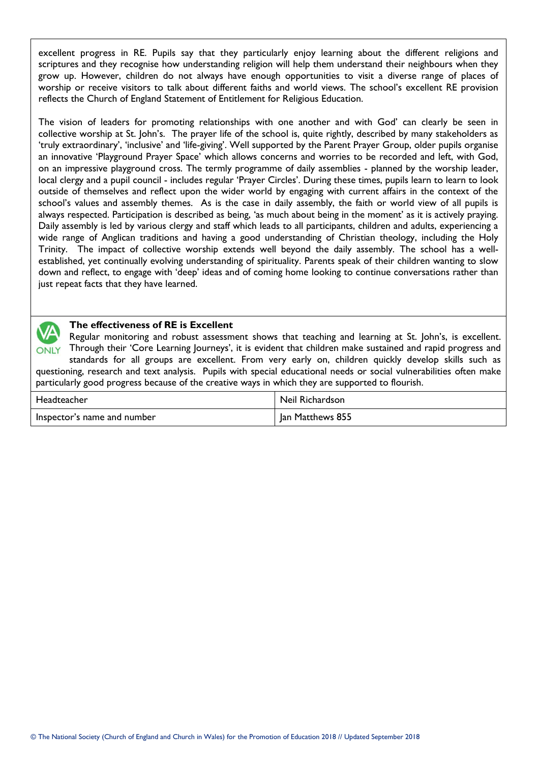excellent progress in RE. Pupils say that they particularly enjoy learning about the different religions and scriptures and they recognise how understanding religion will help them understand their neighbours when they grow up. However, children do not always have enough opportunities to visit a diverse range of places of worship or receive visitors to talk about different faiths and world views. The school's excellent RE provision reflects the Church of England Statement of Entitlement for Religious Education.

The vision of leaders for promoting relationships with one another and with God' can clearly be seen in collective worship at St. John's. The prayer life of the school is, quite rightly, described by many stakeholders as 'truly extraordinary', 'inclusive' and 'life-giving'. Well supported by the Parent Prayer Group, older pupils organise an innovative 'Playground Prayer Space' which allows concerns and worries to be recorded and left, with God, on an impressive playground cross. The termly programme of daily assemblies - planned by the worship leader, local clergy and a pupil council - includes regular 'Prayer Circles'. During these times, pupils learn to learn to look outside of themselves and reflect upon the wider world by engaging with current affairs in the context of the school's values and assembly themes. As is the case in daily assembly, the faith or world view of all pupils is always respected. Participation is described as being, 'as much about being in the moment' as it is actively praying. Daily assembly is led by various clergy and staff which leads to all participants, children and adults, experiencing a wide range of Anglican traditions and having a good understanding of Christian theology, including the Holy Trinity. The impact of collective worship extends well beyond the daily assembly. The school has a well-established, yet continually evolving understanding of spirituality. Parents speak of their children wanting to slow down and reflect, to engage with 'deep' ideas and of coming home looking to continue conversations rather than just repeat facts that they have learned.

VA ONLY

**The effectiveness of RE is Excellent**

Regular monitoring and robust assessment shows that teaching and learning at St. John's, is excellent. Through their 'Core Learning Journeys', it is evident that children make sustained and rapid progress and standards for all groups are excellent. From very early on, children quickly develop skills such as questioning, research and text analysis. Pupils with special educational needs or social vulnerabilities often make particularly good progress because of the creative ways in which they are supported to flourish.

| | |
|---|---|
| Headteacher | Neil Richardson |
| Inspector's name and number | Jan Matthews 855 |

© The National Society (Church of England and Church in Wales) for the Promotion of Education 2018 // Updated September 2018